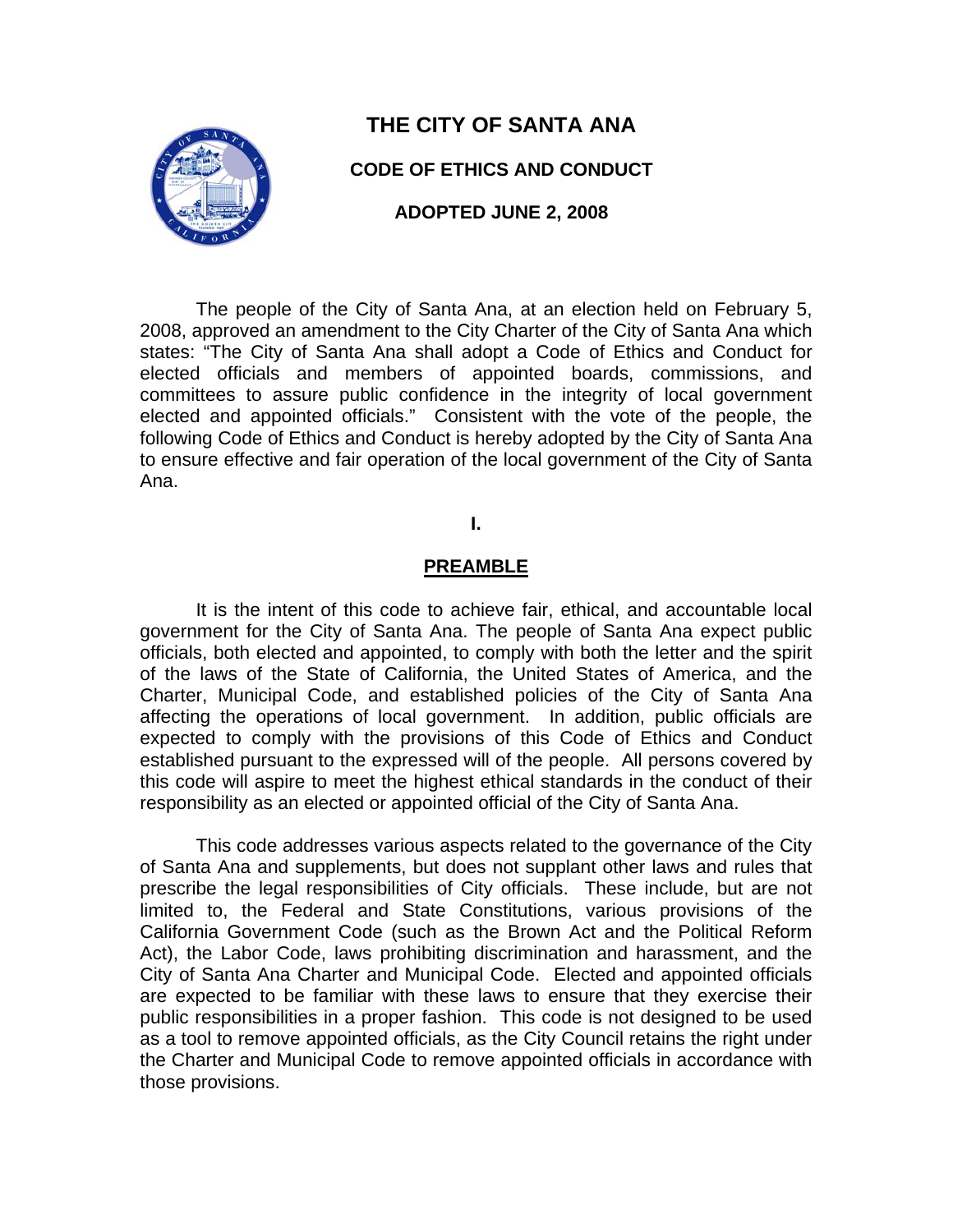# THE CITY OF SANTA ANA

## CODE OF ETHICS AND CONDUCT

**ADOPTED JUNE 2, 2008**

The people of the City of Santa Ana, at an election held on February 5, 2008, approved an amendment to the City Charter of the City of Santa Ana which states: "The City of Santa Ana shall adopt a Code of Ethics and Conduct for elected officials and members of appointed boards, commissions, and committees to assure public confidence in the integrity of local government elected and appointed officials." Consistent with the vote of the people, the following Code of Ethics and Conduct is hereby adopted by the City of Santa Ana to ensure effective and fair operation of the local government of the City of Santa Ana.

## I.

## PREAMBLE

It is the intent of this code to achieve fair, ethical, and accountable local government for the City of Santa Ana. The people of Santa Ana expect public officials, both elected and appointed, to comply with both the letter and the spirit of the laws of the State of California, the United States of America, and the Charter, Municipal Code, and established policies of the City of Santa Ana affecting the operations of local government. In addition, public officials are expected to comply with the provisions of this Code of Ethics and Conduct established pursuant to the expressed will of the people. All persons covered by this code will aspire to meet the highest ethical standards in the conduct of their responsibility as an elected or appointed official of the City of Santa Ana.

This code addresses various aspects related to the governance of the City of Santa Ana and supplements, but does not supplant other laws and rules that prescribe the legal responsibilities of City officials. These include, but are not limited to, the Federal and State Constitutions, various provisions of the California Government Code (such as the Brown Act and the Political Reform Act), the Labor Code, laws prohibiting discrimination and harassment, and the City of Santa Ana Charter and Municipal Code. Elected and appointed officials are expected to be familiar with these laws to ensure that they exercise their public responsibilities in a proper fashion. This code is not designed to be used as a tool to remove appointed officials, as the City Council retains the right under the Charter and Municipal Code to remove appointed officials in accordance with those provisions.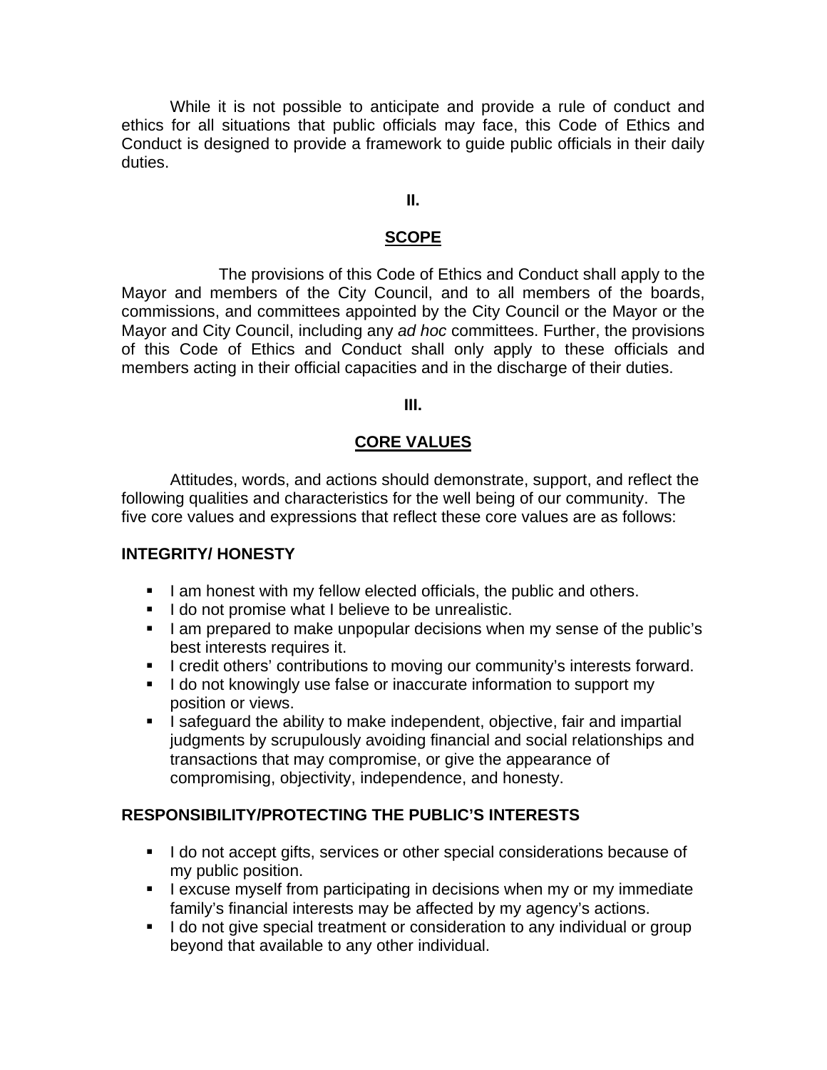While it is not possible to anticipate and provide a rule of conduct and ethics for all situations that public officials may face, this Code of Ethics and Conduct is designed to provide a framework to guide public officials in their daily duties.

## II.

## SCOPE

The provisions of this Code of Ethics and Conduct shall apply to the Mayor and members of the City Council, and to all members of the boards, commissions, and committees appointed by the City Council or the Mayor or the Mayor and City Council, including any *ad hoc* committees. Further, the provisions of this Code of Ethics and Conduct shall only apply to these officials and members acting in their official capacities and in the discharge of their duties.

## III.

## CORE VALUES

Attitudes, words, and actions should demonstrate, support, and reflect the following qualities and characteristics for the well being of our community. The five core values and expressions that reflect these core values are as follows:

### INTEGRITY/ HONESTY

- I am honest with my fellow elected officials, the public and others.
- I do not promise what I believe to be unrealistic.
- I am prepared to make unpopular decisions when my sense of the public's best interests requires it.
- I credit others' contributions to moving our community's interests forward.
- I do not knowingly use false or inaccurate information to support my position or views.
- I safeguard the ability to make independent, objective, fair and impartial judgments by scrupulously avoiding financial and social relationships and transactions that may compromise, or give the appearance of compromising, objectivity, independence, and honesty.

### RESPONSIBILITY/PROTECTING THE PUBLIC'S INTERESTS

- I do not accept gifts, services or other special considerations because of my public position.
- I excuse myself from participating in decisions when my or my immediate family's financial interests may be affected by my agency's actions.
- I do not give special treatment or consideration to any individual or group beyond that available to any other individual.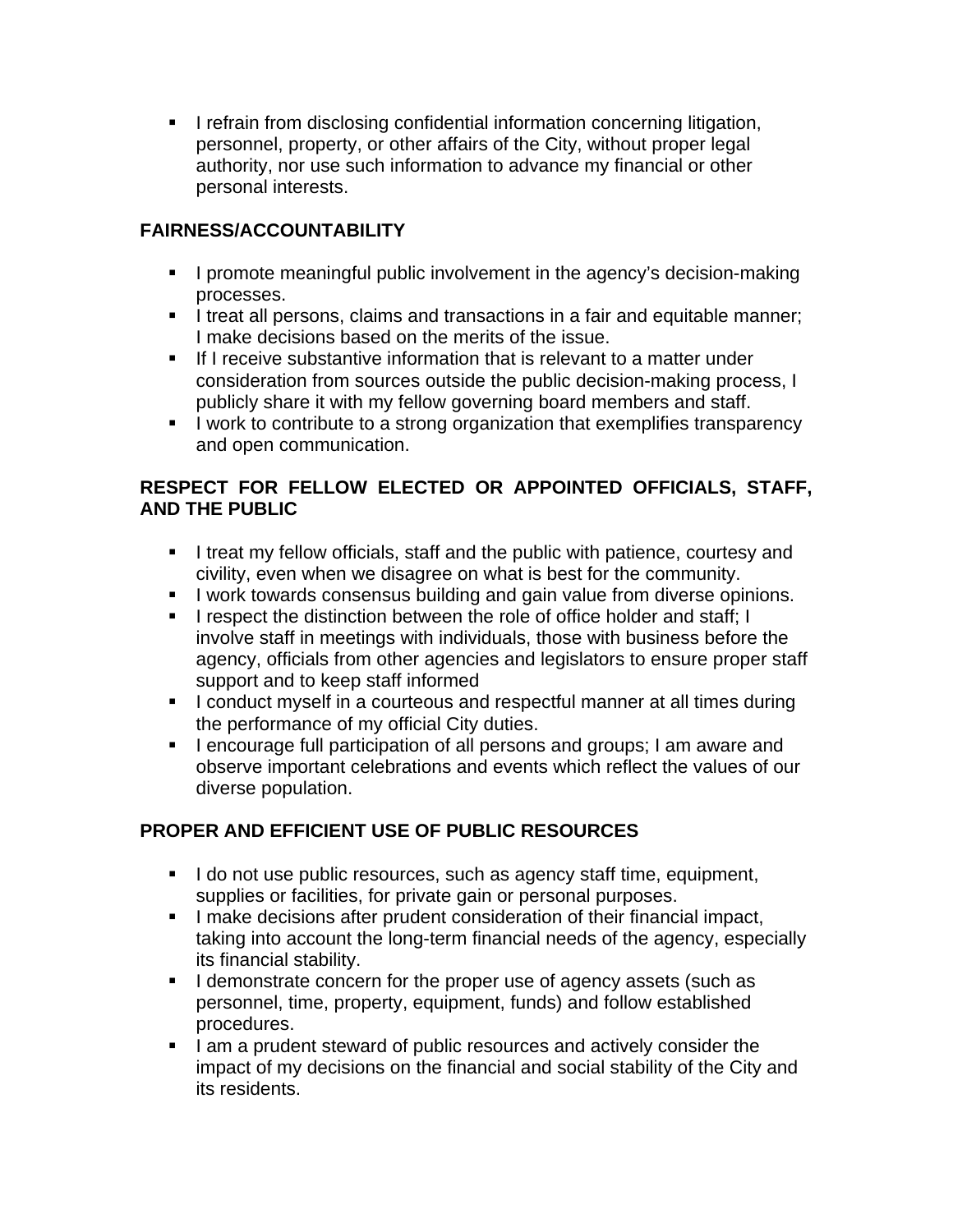- I refrain from disclosing confidential information concerning litigation, personnel, property, or other affairs of the City, without proper legal authority, nor use such information to advance my financial or other personal interests.

**FAIRNESS/ACCOUNTABILITY**

- I promote meaningful public involvement in the agency's decision-making processes.
- I treat all persons, claims and transactions in a fair and equitable manner; I make decisions based on the merits of the issue.
- If I receive substantive information that is relevant to a matter under consideration from sources outside the public decision-making process, I publicly share it with my fellow governing board members and staff.
- I work to contribute to a strong organization that exemplifies transparency and open communication.

**RESPECT FOR FELLOW ELECTED OR APPOINTED OFFICIALS, STAFF, AND THE PUBLIC**

- I treat my fellow officials, staff and the public with patience, courtesy and civility, even when we disagree on what is best for the community.
- I work towards consensus building and gain value from diverse opinions.
- I respect the distinction between the role of office holder and staff; I involve staff in meetings with individuals, those with business before the agency, officials from other agencies and legislators to ensure proper staff support and to keep staff informed
- I conduct myself in a courteous and respectful manner at all times during the performance of my official City duties.
- I encourage full participation of all persons and groups; I am aware and observe important celebrations and events which reflect the values of our diverse population.

**PROPER AND EFFICIENT USE OF PUBLIC RESOURCES**

- I do not use public resources, such as agency staff time, equipment, supplies or facilities, for private gain or personal purposes.
- I make decisions after prudent consideration of their financial impact, taking into account the long-term financial needs of the agency, especially its financial stability.
- I demonstrate concern for the proper use of agency assets (such as personnel, time, property, equipment, funds) and follow established procedures.
- I am a prudent steward of public resources and actively consider the impact of my decisions on the financial and social stability of the City and its residents.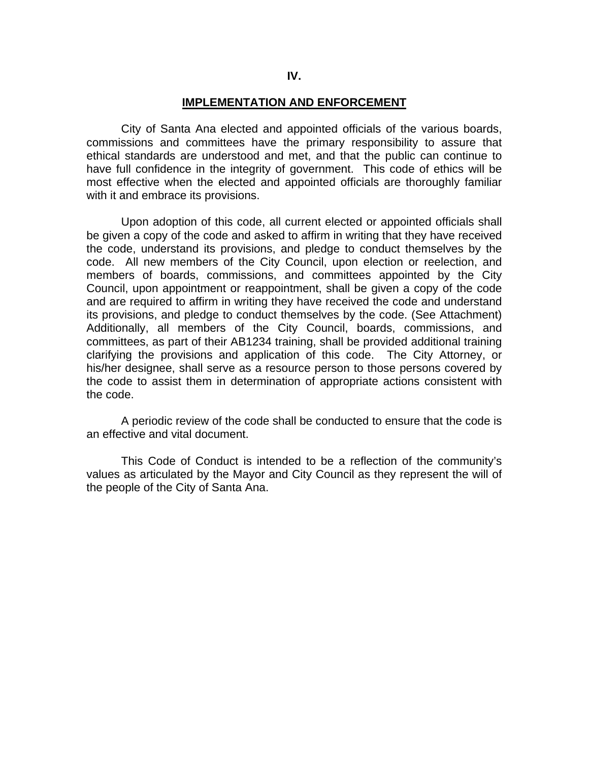## IV.

## IMPLEMENTATION AND ENFORCEMENT

City of Santa Ana elected and appointed officials of the various boards, commissions and committees have the primary responsibility to assure that ethical standards are understood and met, and that the public can continue to have full confidence in the integrity of government. This code of ethics will be most effective when the elected and appointed officials are thoroughly familiar with it and embrace its provisions.

Upon adoption of this code, all current elected or appointed officials shall be given a copy of the code and asked to affirm in writing that they have received the code, understand its provisions, and pledge to conduct themselves by the code. All new members of the City Council, upon election or reelection, and members of boards, commissions, and committees appointed by the City Council, upon appointment or reappointment, shall be given a copy of the code and are required to affirm in writing they have received the code and understand its provisions, and pledge to conduct themselves by the code. (See Attachment) Additionally, all members of the City Council, boards, commissions, and committees, as part of their AB1234 training, shall be provided additional training clarifying the provisions and application of this code. The City Attorney, or his/her designee, shall serve as a resource person to those persons covered by the code to assist them in determination of appropriate actions consistent with the code.

A periodic review of the code shall be conducted to ensure that the code is an effective and vital document.

This Code of Conduct is intended to be a reflection of the community's values as articulated by the Mayor and City Council as they represent the will of the people of the City of Santa Ana.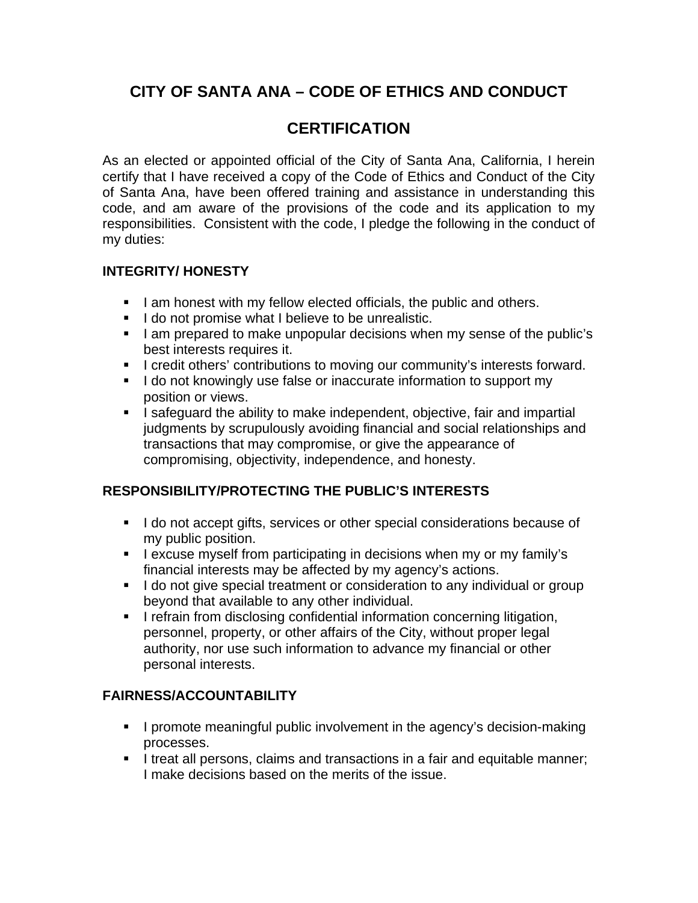# CITY OF SANTA ANA – CODE OF ETHICS AND CONDUCT

# CERTIFICATION

As an elected or appointed official of the City of Santa Ana, California, I herein certify that I have received a copy of the Code of Ethics and Conduct of the City of Santa Ana, have been offered training and assistance in understanding this code, and am aware of the provisions of the code and its application to my responsibilities. Consistent with the code, I pledge the following in the conduct of my duties:

### INTEGRITY/ HONESTY

- I am honest with my fellow elected officials, the public and others.
- I do not promise what I believe to be unrealistic.
- I am prepared to make unpopular decisions when my sense of the public's best interests requires it.
- I credit others' contributions to moving our community's interests forward.
- I do not knowingly use false or inaccurate information to support my position or views.
- I safeguard the ability to make independent, objective, fair and impartial judgments by scrupulously avoiding financial and social relationships and transactions that may compromise, or give the appearance of compromising, objectivity, independence, and honesty.

### RESPONSIBILITY/PROTECTING THE PUBLIC'S INTERESTS

- I do not accept gifts, services or other special considerations because of my public position.
- I excuse myself from participating in decisions when my or my family's financial interests may be affected by my agency's actions.
- I do not give special treatment or consideration to any individual or group beyond that available to any other individual.
- I refrain from disclosing confidential information concerning litigation, personnel, property, or other affairs of the City, without proper legal authority, nor use such information to advance my financial or other personal interests.

### FAIRNESS/ACCOUNTABILITY

- I promote meaningful public involvement in the agency's decision-making processes.
- I treat all persons, claims and transactions in a fair and equitable manner; I make decisions based on the merits of the issue.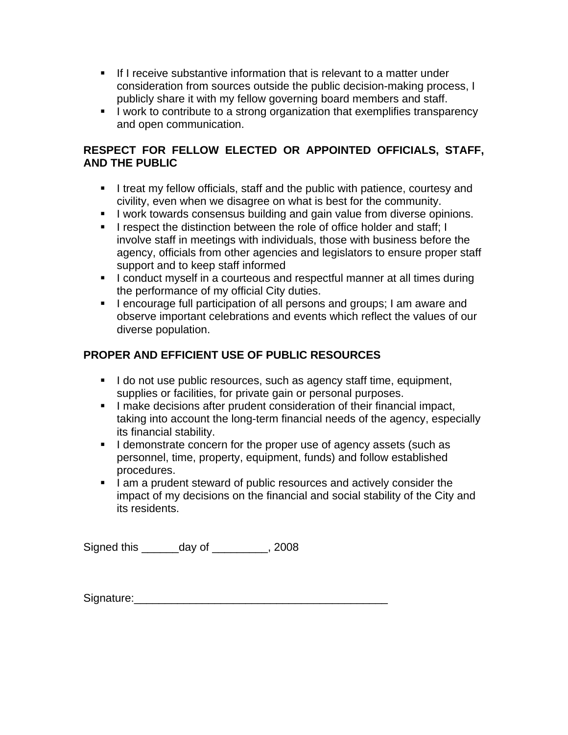- If I receive substantive information that is relevant to a matter under consideration from sources outside the public decision-making process, I publicly share it with my fellow governing board members and staff.
- I work to contribute to a strong organization that exemplifies transparency and open communication.

**RESPECT FOR FELLOW ELECTED OR APPOINTED OFFICIALS, STAFF, AND THE PUBLIC**

- I treat my fellow officials, staff and the public with patience, courtesy and civility, even when we disagree on what is best for the community.
- I work towards consensus building and gain value from diverse opinions.
- I respect the distinction between the role of office holder and staff; I involve staff in meetings with individuals, those with business before the agency, officials from other agencies and legislators to ensure proper staff support and to keep staff informed
- I conduct myself in a courteous and respectful manner at all times during the performance of my official City duties.
- I encourage full participation of all persons and groups; I am aware and observe important celebrations and events which reflect the values of our diverse population.

**PROPER AND EFFICIENT USE OF PUBLIC RESOURCES**

- I do not use public resources, such as agency staff time, equipment, supplies or facilities, for private gain or personal purposes.
- I make decisions after prudent consideration of their financial impact, taking into account the long-term financial needs of the agency, especially its financial stability.
- I demonstrate concern for the proper use of agency assets (such as personnel, time, property, equipment, funds) and follow established procedures.
- I am a prudent steward of public resources and actively consider the impact of my decisions on the financial and social stability of the City and its residents.

Signed this ______day of _________, 2008

Signature:_________________________________________